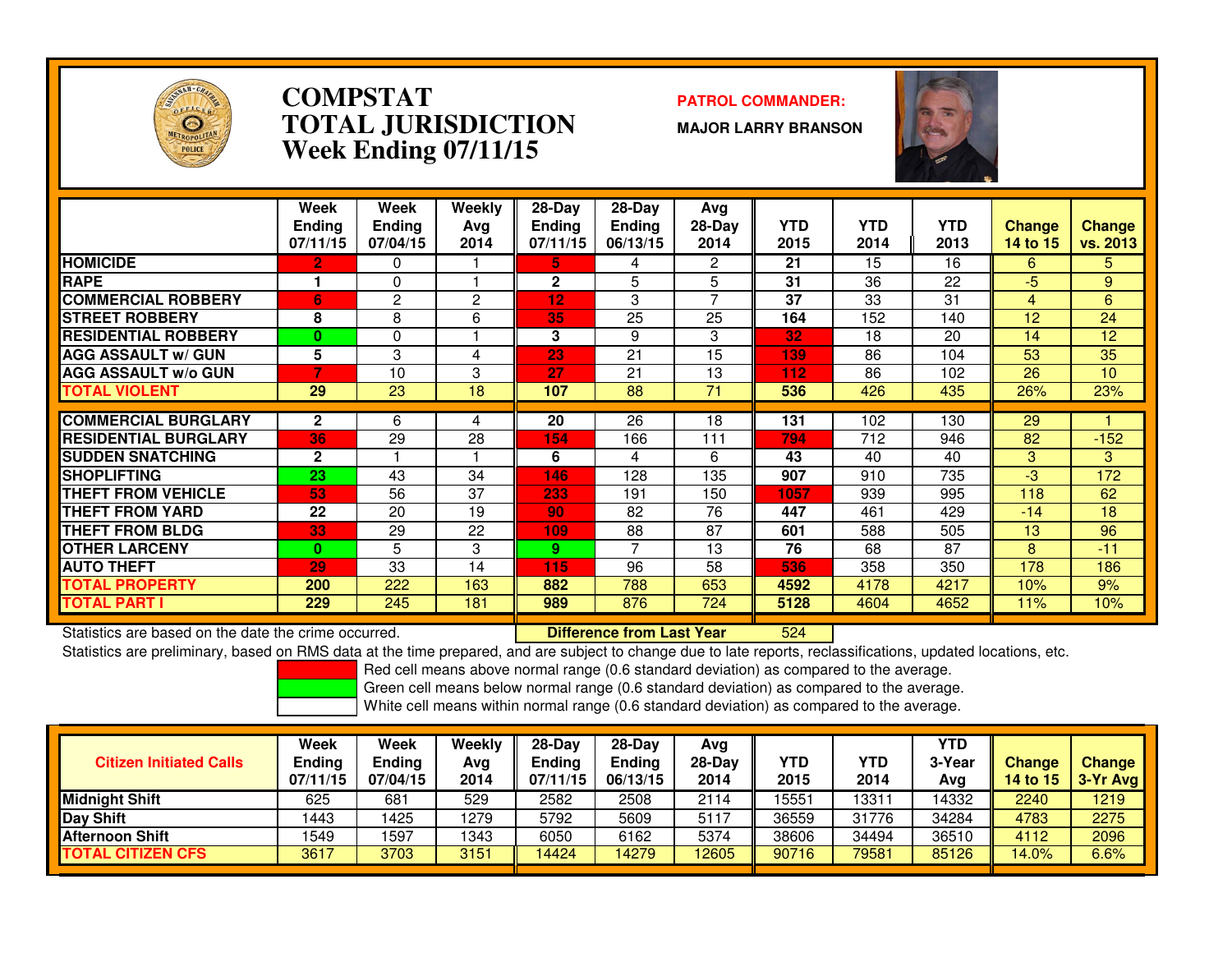# COMPSTAT
# TOTAL JURISDICTION
## Week Ending 07/11/15

**PATROL COMMANDER:**

**MAJOR LARRY BRANSON**

| | Week Ending 07/11/15 | Week Ending 07/04/15 | Weekly Avg 2014 | 28-Day Ending 07/11/15 | 28-Day Ending 06/13/15 | Avg 28-Day 2014 | YTD 2015 | YTD 2014 | YTD 2013 | Change 14 to 15 | Change vs. 2013 |
|---|---|---|---|---|---|---|---|---|---|---|---|
| HOMICIDE | 2 | 0 | 1 | 5 | 4 | 2 | 21 | 15 | 16 | 6 | 5 |
| RAPE | 1 | 0 | 1 | 2 | 5 | 5 | 31 | 36 | 22 | -5 | 9 |
| COMMERCIAL ROBBERY | 6 | 2 | 2 | 12 | 3 | 7 | 37 | 33 | 31 | 4 | 6 |
| STREET ROBBERY | 8 | 8 | 6 | 35 | 25 | 25 | 164 | 152 | 140 | 12 | 24 |
| RESIDENTIAL ROBBERY | 0 | 0 | 1 | 3 | 9 | 3 | 32 | 18 | 20 | 14 | 12 |
| AGG ASSAULT w/ GUN | 5 | 3 | 4 | 23 | 21 | 15 | 139 | 86 | 104 | 53 | 35 |
| AGG ASSAULT w/o GUN | 7 | 10 | 3 | 27 | 21 | 13 | 112 | 86 | 102 | 26 | 10 |
| TOTAL VIOLENT | 29 | 23 | 18 | 107 | 88 | 71 | 536 | 426 | 435 | 26% | 23% |
| COMMERCIAL BURGLARY | 2 | 6 | 4 | 20 | 26 | 18 | 131 | 102 | 130 | 29 | 1 |
| RESIDENTIAL BURGLARY | 36 | 29 | 28 | 154 | 166 | 111 | 794 | 712 | 946 | 82 | -152 |
| SUDDEN SNATCHING | 2 | 1 | 1 | 6 | 4 | 6 | 43 | 40 | 40 | 3 | 3 |
| SHOPLIFTING | 23 | 43 | 34 | 146 | 128 | 135 | 907 | 910 | 735 | -3 | 172 |
| THEFT FROM VEHICLE | 53 | 56 | 37 | 233 | 191 | 150 | 1057 | 939 | 995 | 118 | 62 |
| THEFT FROM YARD | 22 | 20 | 19 | 90 | 82 | 76 | 447 | 461 | 429 | -14 | 18 |
| THEFT FROM BLDG | 33 | 29 | 22 | 109 | 88 | 87 | 601 | 588 | 505 | 13 | 96 |
| OTHER LARCENY | 0 | 5 | 3 | 9 | 7 | 13 | 76 | 68 | 87 | 8 | -11 |
| AUTO THEFT | 29 | 33 | 14 | 115 | 96 | 58 | 536 | 358 | 350 | 178 | 186 |
| TOTAL PROPERTY | 200 | 222 | 163 | 882 | 788 | 653 | 4592 | 4178 | 4217 | 10% | 9% |
| TOTAL PART I | 229 | 245 | 181 | 989 | 876 | 724 | 5128 | 4604 | 4652 | 11% | 10% |

Statistics are based on the date the crime occurred. **Difference from Last Year** 524

Statistics are preliminary, based on RMS data at the time prepared, and are subject to change due to late reports, reclassifications, updated locations, etc.

Red cell means above normal range (0.6 standard deviation) as compared to the average.
Green cell means below normal range (0.6 standard deviation) as compared to the average.
White cell means within normal range (0.6 standard deviation) as compared to the average.

| Citizen Initiated Calls | Week Ending 07/11/15 | Week Ending 07/04/15 | Weekly Avg 2014 | 28-Day Ending 07/11/15 | 28-Day Ending 06/13/15 | Avg 28-Day 2014 | YTD 2015 | YTD 2014 | YTD 3-Year Avg | Change 14 to 15 | Change 3-Yr Avg |
|---|---|---|---|---|---|---|---|---|---|---|---|
| Midnight Shift | 625 | 681 | 529 | 2582 | 2508 | 2114 | 15551 | 13311 | 14332 | 2240 | 1219 |
| Day Shift | 1443 | 1425 | 1279 | 5792 | 5609 | 5117 | 36559 | 31776 | 34284 | 4783 | 2275 |
| Afternoon Shift | 1549 | 1597 | 1343 | 6050 | 6162 | 5374 | 38606 | 34494 | 36510 | 4112 | 2096 |
| TOTAL CITIZEN CFS | 3617 | 3703 | 3151 | 14424 | 14279 | 12605 | 90716 | 79581 | 85126 | 14.0% | 6.6% |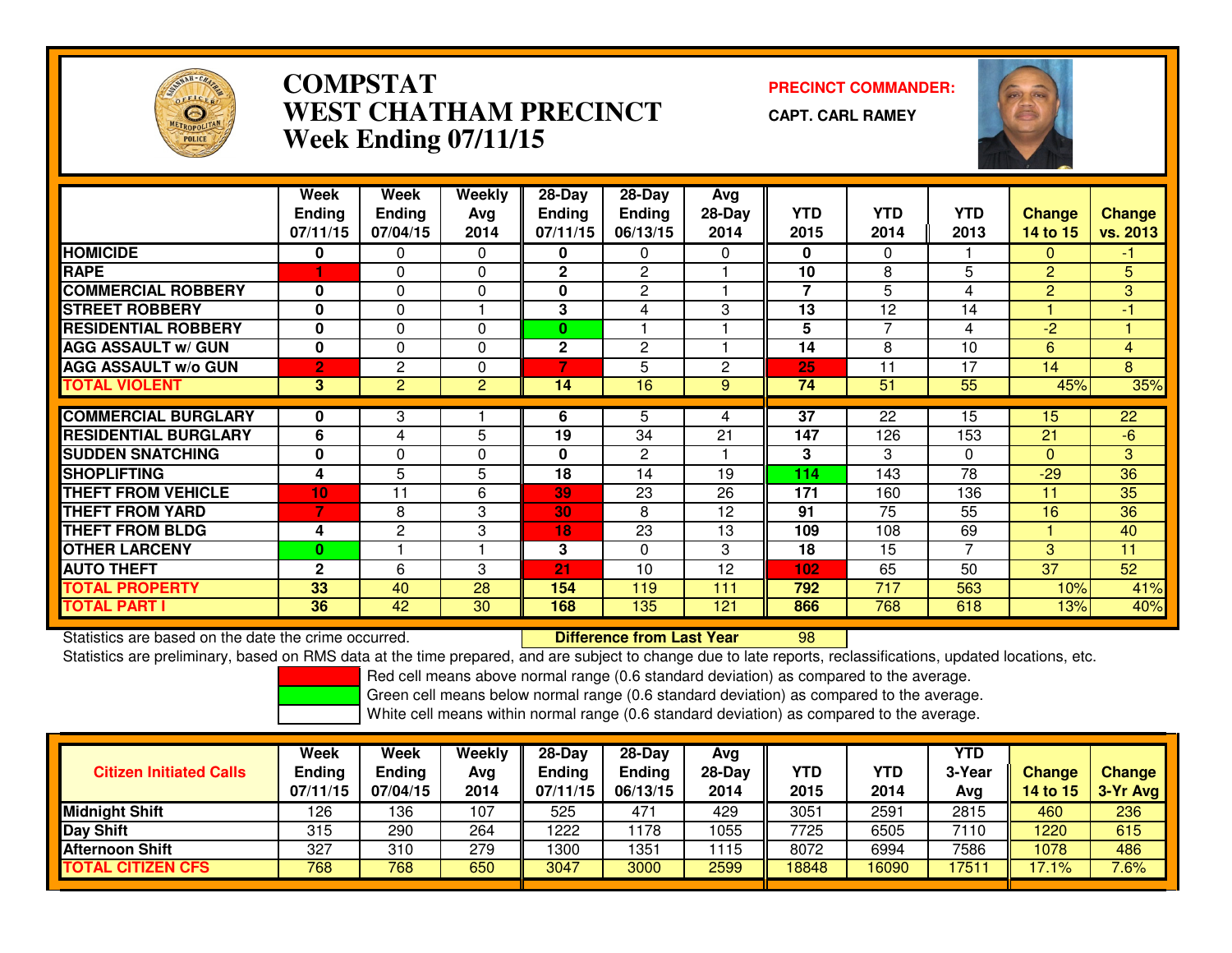# COMPSTAT
# WEST CHATHAM PRECINCT
## Week Ending 07/11/15

**PRECINCT COMMANDER:**
**CAPT. CARL RAMEY**

| | Week Ending 07/11/15 | Week Ending 07/04/15 | Weekly Avg 2014 | 28-Day Ending 07/11/15 | 28-Day Ending 06/13/15 | Avg 28-Day 2014 | YTD 2015 | YTD 2014 | YTD 2013 | Change 14 to 15 | Change vs. 2013 |
|---|---|---|---|---|---|---|---|---|---|---|---|
| HOMICIDE | 0 | 0 | 0 | 0 | 0 | 0 | 0 | 0 | 1 | 0 | -1 |
| RAPE | 1 | 0 | 0 | 2 | 2 | 1 | 10 | 8 | 5 | 2 | 5 |
| COMMERCIAL ROBBERY | 0 | 0 | 0 | 0 | 2 | 1 | 7 | 5 | 4 | 2 | 3 |
| STREET ROBBERY | 0 | 0 | 1 | 3 | 4 | 3 | 13 | 12 | 14 | 1 | -1 |
| RESIDENTIAL ROBBERY | 0 | 0 | 0 | 0 | 1 | 1 | 5 | 7 | 4 | -2 | 1 |
| AGG ASSAULT w/ GUN | 0 | 0 | 0 | 2 | 2 | 1 | 14 | 8 | 10 | 6 | 4 |
| AGG ASSAULT w/o GUN | 2 | 2 | 0 | 7 | 5 | 2 | 25 | 11 | 17 | 14 | 8 |
| TOTAL VIOLENT | 3 | 2 | 2 | 14 | 16 | 9 | 74 | 51 | 55 | 45% | 35% |
| COMMERCIAL BURGLARY | 0 | 3 | 1 | 6 | 5 | 4 | 37 | 22 | 15 | 15 | 22 |
| RESIDENTIAL BURGLARY | 6 | 4 | 5 | 19 | 34 | 21 | 147 | 126 | 153 | 21 | -6 |
| SUDDEN SNATCHING | 0 | 0 | 0 | 0 | 2 | 1 | 3 | 3 | 0 | 0 | 3 |
| SHOPLIFTING | 4 | 5 | 5 | 18 | 14 | 19 | 114 | 143 | 78 | -29 | 36 |
| THEFT FROM VEHICLE | 10 | 11 | 6 | 39 | 23 | 26 | 171 | 160 | 136 | 11 | 35 |
| THEFT FROM YARD | 7 | 8 | 3 | 30 | 8 | 12 | 91 | 75 | 55 | 16 | 36 |
| THEFT FROM BLDG | 4 | 2 | 3 | 18 | 23 | 13 | 109 | 108 | 69 | 1 | 40 |
| OTHER LARCENY | 0 | 1 | 1 | 3 | 0 | 3 | 18 | 15 | 7 | 3 | 11 |
| AUTO THEFT | 2 | 6 | 3 | 21 | 10 | 12 | 102 | 65 | 50 | 37 | 52 |
| TOTAL PROPERTY | 33 | 40 | 28 | 154 | 119 | 111 | 792 | 717 | 563 | 10% | 41% |
| TOTAL PART I | 36 | 42 | 30 | 168 | 135 | 121 | 866 | 768 | 618 | 13% | 40% |

Statistics are based on the date the crime occurred. **Difference from Last Year** 98

Statistics are preliminary, based on RMS data at the time prepared, and are subject to change due to late reports, reclassifications, updated locations, etc.

Red cell means above normal range (0.6 standard deviation) as compared to the average.
Green cell means below normal range (0.6 standard deviation) as compared to the average.
White cell means within normal range (0.6 standard deviation) as compared to the average.

| Citizen Initiated Calls | Week Ending 07/11/15 | Week Ending 07/04/15 | Weekly Avg 2014 | 28-Day Ending 07/11/15 | 28-Day Ending 06/13/15 | Avg 28-Day 2014 | YTD 2015 | YTD 2014 | YTD 3-Year Avg | Change 14 to 15 | Change 3-Yr Avg |
|---|---|---|---|---|---|---|---|---|---|---|---|
| Midnight Shift | 126 | 136 | 107 | 525 | 471 | 429 | 3051 | 2591 | 2815 | 460 | 236 |
| Day Shift | 315 | 290 | 264 | 1222 | 1178 | 1055 | 7725 | 6505 | 7110 | 1220 | 615 |
| Afternoon Shift | 327 | 310 | 279 | 1300 | 1351 | 1115 | 8072 | 6994 | 7586 | 1078 | 486 |
| TOTAL CITIZEN CFS | 768 | 768 | 650 | 3047 | 3000 | 2599 | 18848 | 16090 | 17511 | 17.1% | 7.6% |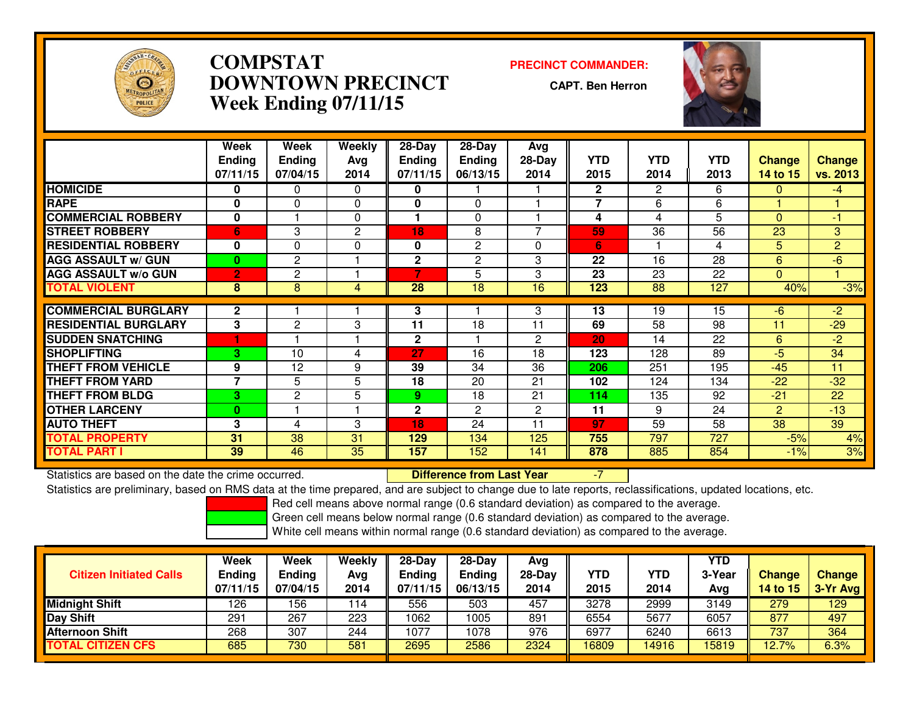# COMPSTAT
# DOWNTOWN PRECINCT
## Week Ending 07/11/15

**PRECINCT COMMANDER:**

**CAPT. Ben Herron**

| | Week Ending 07/11/15 | Week Ending 07/04/15 | Weekly Avg 2014 | 28-Day Ending 07/11/15 | 28-Day Ending 06/13/15 | Avg 28-Day 2014 | YTD 2015 | YTD 2014 | YTD 2013 | Change 14 to 15 | Change vs. 2013 |
|---|---|---|---|---|---|---|---|---|---|---|---|
| HOMICIDE | 0 | 0 | 0 | 0 | 1 | 1 | 2 | 2 | 6 | 0 | -4 |
| RAPE | 0 | 0 | 0 | 0 | 0 | 1 | 7 | 6 | 6 | 1 | 1 |
| COMMERCIAL ROBBERY | 0 | 1 | 0 | 1 | 0 | 1 | 4 | 4 | 5 | 0 | -1 |
| STREET ROBBERY | 6 | 3 | 2 | 18 | 8 | 7 | 59 | 36 | 56 | 23 | 3 |
| RESIDENTIAL ROBBERY | 0 | 0 | 0 | 0 | 2 | 0 | 6 | 1 | 4 | 5 | 2 |
| AGG ASSAULT w/ GUN | 0 | 2 | 1 | 2 | 2 | 3 | 22 | 16 | 28 | 6 | -6 |
| AGG ASSAULT w/o GUN | 2 | 2 | 1 | 7 | 5 | 3 | 23 | 23 | 22 | 0 | 1 |
| TOTAL VIOLENT | 8 | 8 | 4 | 28 | 18 | 16 | 123 | 88 | 127 | 40% | -3% |
| COMMERCIAL BURGLARY | 2 | 1 | 1 | 3 | 1 | 3 | 13 | 19 | 15 | -6 | -2 |
| RESIDENTIAL BURGLARY | 3 | 2 | 3 | 11 | 18 | 11 | 69 | 58 | 98 | 11 | -29 |
| SUDDEN SNATCHING | 1 | 1 | 1 | 2 | 1 | 2 | 20 | 14 | 22 | 6 | -2 |
| SHOPLIFTING | 3 | 10 | 4 | 27 | 16 | 18 | 123 | 128 | 89 | -5 | 34 |
| THEFT FROM VEHICLE | 9 | 12 | 9 | 39 | 34 | 36 | 206 | 251 | 195 | -45 | 11 |
| THEFT FROM YARD | 7 | 5 | 5 | 18 | 20 | 21 | 102 | 124 | 134 | -22 | -32 |
| THEFT FROM BLDG | 3 | 2 | 5 | 9 | 18 | 21 | 114 | 135 | 92 | -21 | 22 |
| OTHER LARCENY | 0 | 1 | 1 | 2 | 2 | 2 | 11 | 9 | 24 | 2 | -13 |
| AUTO THEFT | 3 | 4 | 3 | 18 | 24 | 11 | 97 | 59 | 58 | 38 | 39 |
| TOTAL PROPERTY | 31 | 38 | 31 | 129 | 134 | 125 | 755 | 797 | 727 | -5% | 4% |
| TOTAL PART I | 39 | 46 | 35 | 157 | 152 | 141 | 878 | 885 | 854 | -1% | 3% |

Statistics are based on the date the crime occurred. **Difference from Last Year** -7

Statistics are preliminary, based on RMS data at the time prepared, and are subject to change due to late reports, reclassifications, updated locations, etc.

Red cell means above normal range (0.6 standard deviation) as compared to the average.
Green cell means below normal range (0.6 standard deviation) as compared to the average.
White cell means within normal range (0.6 standard deviation) as compared to the average.

| Citizen Initiated Calls | Week Ending 07/11/15 | Week Ending 07/04/15 | Weekly Avg 2014 | 28-Day Ending 07/11/15 | 28-Day Ending 06/13/15 | Avg 28-Day 2014 | YTD 2015 | YTD 2014 | YTD 3-Year Avg | Change 14 to 15 | Change 3-Yr Avg |
|---|---|---|---|---|---|---|---|---|---|---|---|
| Midnight Shift | 126 | 156 | 114 | 556 | 503 | 457 | 3278 | 2999 | 3149 | 279 | 129 |
| Day Shift | 291 | 267 | 223 | 1062 | 1005 | 891 | 6554 | 5677 | 6057 | 877 | 497 |
| Afternoon Shift | 268 | 307 | 244 | 1077 | 1078 | 976 | 6977 | 6240 | 6613 | 737 | 364 |
| TOTAL CITIZEN CFS | 685 | 730 | 581 | 2695 | 2586 | 2324 | 16809 | 14916 | 15819 | 12.7% | 6.3% |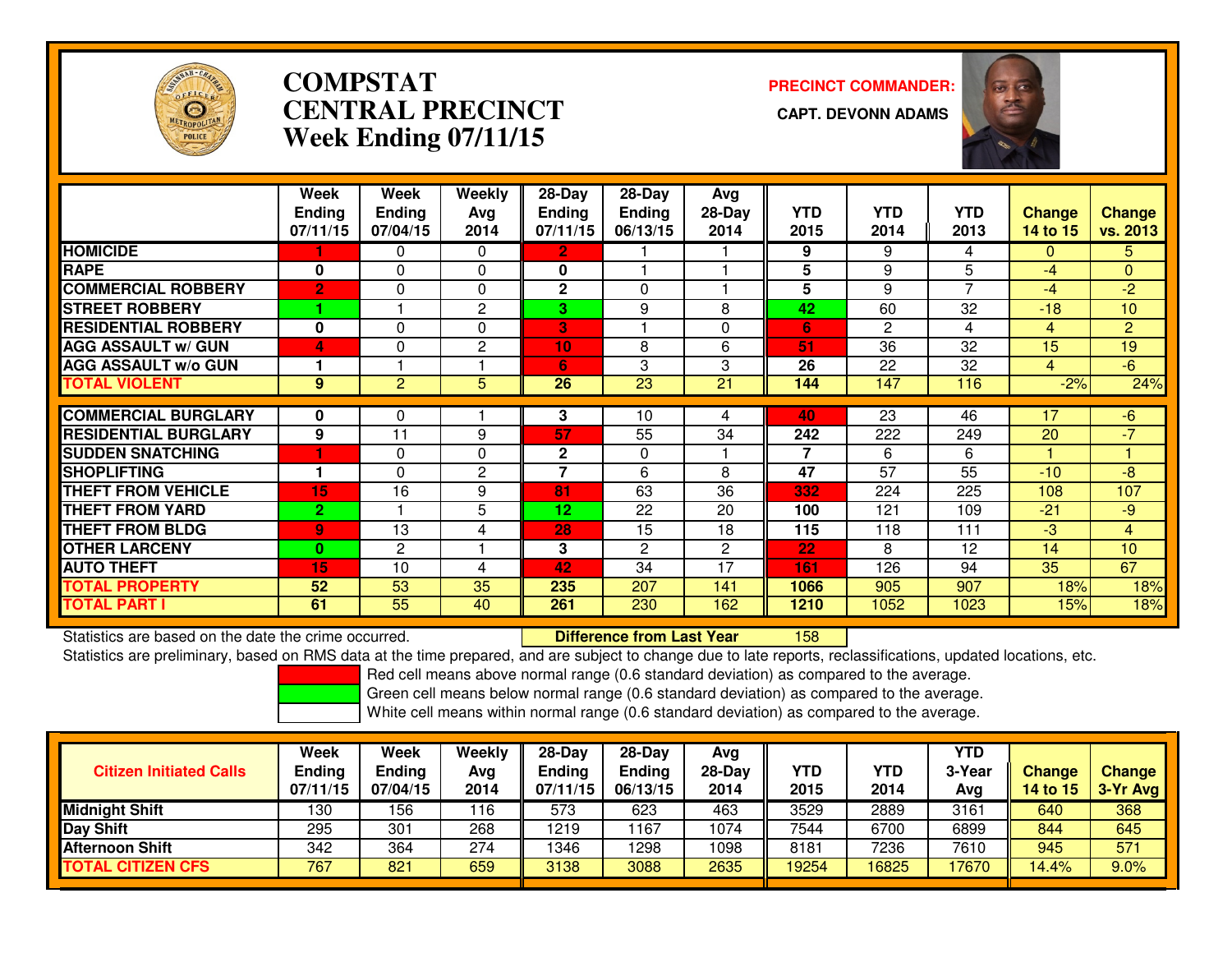# COMPSTAT
# CENTRAL PRECINCT
## Week Ending 07/11/15

**PRECINCT COMMANDER:**

**CAPT. DEVONN ADAMS**

| | Week Ending 07/11/15 | Week Ending 07/04/15 | Weekly Avg 2014 | 28-Day Ending 07/11/15 | 28-Day Ending 06/13/15 | Avg 28-Day 2014 | YTD 2015 | YTD 2014 | YTD 2013 | Change 14 to 15 | Change vs. 2013 |
|---|---|---|---|---|---|---|---|---|---|---|---|
| HOMICIDE | 1 | 0 | 0 | 2 | 1 | 1 | 9 | 9 | 4 | 0 | 5 |
| RAPE | 0 | 0 | 0 | 0 | 1 | 1 | 5 | 9 | 5 | -4 | 0 |
| COMMERCIAL ROBBERY | 2 | 0 | 0 | 2 | 0 | 1 | 5 | 9 | 7 | -4 | -2 |
| STREET ROBBERY | 1 | 1 | 2 | 3 | 9 | 8 | 42 | 60 | 32 | -18 | 10 |
| RESIDENTIAL ROBBERY | 0 | 0 | 0 | 3 | 1 | 0 | 6 | 2 | 4 | 4 | 2 |
| AGG ASSAULT w/ GUN | 4 | 0 | 2 | 10 | 8 | 6 | 51 | 36 | 32 | 15 | 19 |
| AGG ASSAULT w/o GUN | 1 | 1 | 1 | 6 | 3 | 3 | 26 | 22 | 32 | 4 | -6 |
| TOTAL VIOLENT | 9 | 2 | 5 | 26 | 23 | 21 | 144 | 147 | 116 | -2% | 24% |
| COMMERCIAL BURGLARY | 0 | 0 | 1 | 3 | 10 | 4 | 40 | 23 | 46 | 17 | -6 |
| RESIDENTIAL BURGLARY | 9 | 11 | 9 | 57 | 55 | 34 | 242 | 222 | 249 | 20 | -7 |
| SUDDEN SNATCHING | 1 | 0 | 0 | 2 | 0 | 1 | 7 | 6 | 6 | 1 | 1 |
| SHOPLIFTING | 1 | 0 | 2 | 7 | 6 | 8 | 47 | 57 | 55 | -10 | -8 |
| THEFT FROM VEHICLE | 15 | 16 | 9 | 81 | 63 | 36 | 332 | 224 | 225 | 108 | 107 |
| THEFT FROM YARD | 2 | 1 | 5 | 12 | 22 | 20 | 100 | 121 | 109 | -21 | -9 |
| THEFT FROM BLDG | 9 | 13 | 4 | 28 | 15 | 18 | 115 | 118 | 111 | -3 | 4 |
| OTHER LARCENY | 0 | 2 | 1 | 3 | 2 | 2 | 22 | 8 | 12 | 14 | 10 |
| AUTO THEFT | 15 | 10 | 4 | 42 | 34 | 17 | 161 | 126 | 94 | 35 | 67 |
| TOTAL PROPERTY | 52 | 53 | 35 | 235 | 207 | 141 | 1066 | 905 | 907 | 18% | 18% |
| TOTAL PART I | 61 | 55 | 40 | 261 | 230 | 162 | 1210 | 1052 | 1023 | 15% | 18% |

Statistics are based on the date the crime occurred. **Difference from Last Year** 158

Statistics are preliminary, based on RMS data at the time prepared, and are subject to change due to late reports, reclassifications, updated locations, etc.

Red cell means above normal range (0.6 standard deviation) as compared to the average.

Green cell means below normal range (0.6 standard deviation) as compared to the average.

White cell means within normal range (0.6 standard deviation) as compared to the average.

| Citizen Initiated Calls | Week Ending 07/11/15 | Week Ending 07/04/15 | Weekly Avg 2014 | 28-Day Ending 07/11/15 | 28-Day Ending 06/13/15 | Avg 28-Day 2014 | YTD 2015 | YTD 2014 | YTD 3-Year Avg | Change 14 to 15 | Change 3-Yr Avg |
|---|---|---|---|---|---|---|---|---|---|---|---|
| Midnight Shift | 130 | 156 | 116 | 573 | 623 | 463 | 3529 | 2889 | 3161 | 640 | 368 |
| Day Shift | 295 | 301 | 268 | 1219 | 1167 | 1074 | 7544 | 6700 | 6899 | 844 | 645 |
| Afternoon Shift | 342 | 364 | 274 | 1346 | 1298 | 1098 | 8181 | 7236 | 7610 | 945 | 571 |
| TOTAL CITIZEN CFS | 767 | 821 | 659 | 3138 | 3088 | 2635 | 19254 | 16825 | 17670 | 14.4% | 9.0% |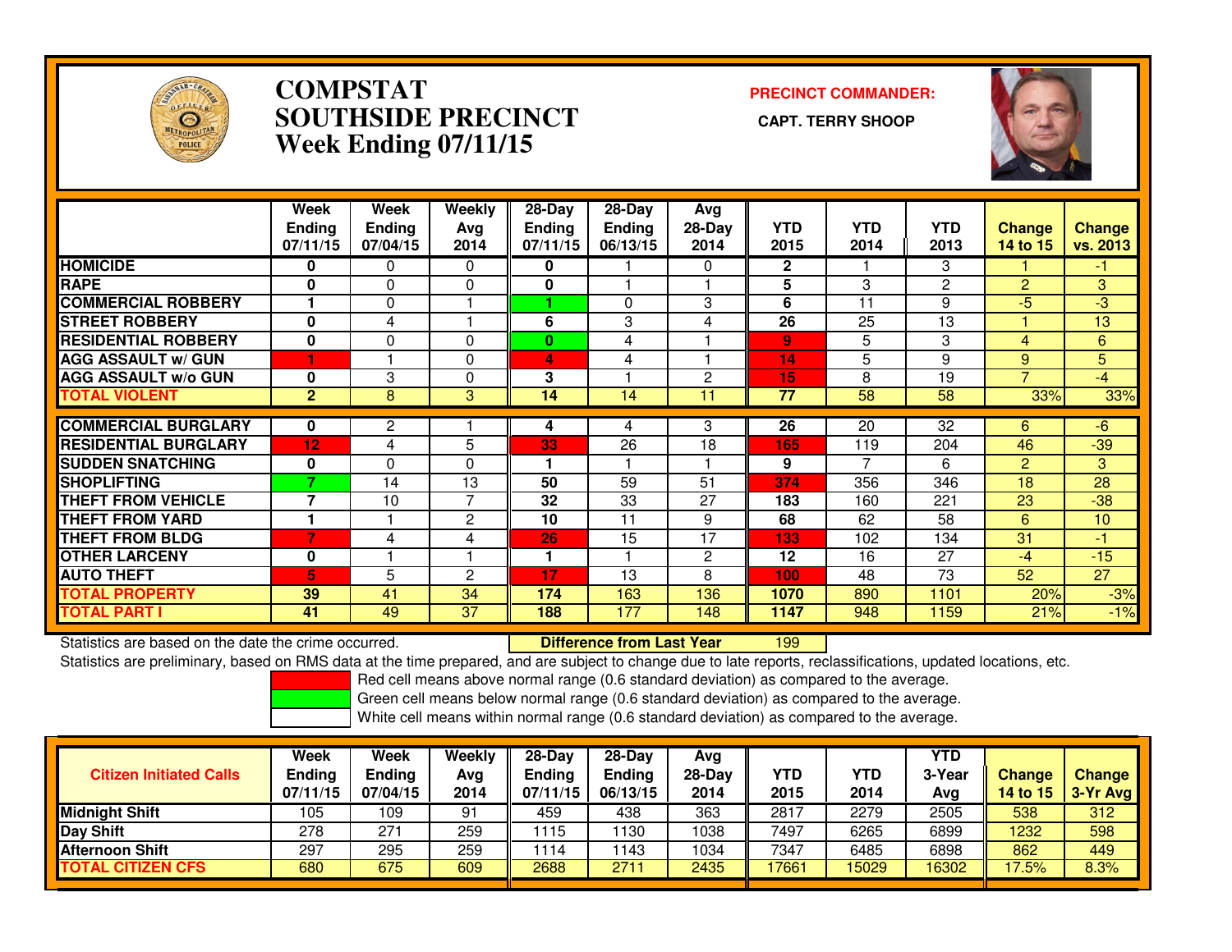# COMPSTAT
# SOUTHSIDE PRECINCT
# Week Ending 07/11/15

**PRECINCT COMMANDER:**

**CAPT. TERRY SHOOP**

| | Week Ending 07/11/15 | Week Ending 07/04/15 | Weekly Avg 2014 | 28-Day Ending 07/11/15 | 28-Day Ending 06/13/15 | Avg 28-Day 2014 | YTD 2015 | YTD 2014 | YTD 2013 | Change 14 to 15 | Change vs. 2013 |
|---|---|---|---|---|---|---|---|---|---|---|---|
| HOMICIDE | 0 | 0 | 0 | 0 | 1 | 0 | 2 | 1 | 3 | 1 | -1 |
| RAPE | 0 | 0 | 0 | 0 | 1 | 1 | 5 | 3 | 2 | 2 | 3 |
| COMMERCIAL ROBBERY | 1 | 0 | 1 | 1 | 0 | 3 | 6 | 11 | 9 | -5 | -3 |
| STREET ROBBERY | 0 | 4 | 1 | 6 | 3 | 4 | 26 | 25 | 13 | 1 | 13 |
| RESIDENTIAL ROBBERY | 0 | 0 | 0 | 0 | 4 | 1 | 9 | 5 | 3 | 4 | 6 |
| AGG ASSAULT w/ GUN | 1 | 1 | 0 | 4 | 4 | 1 | 14 | 5 | 9 | 9 | 5 |
| AGG ASSAULT w/o GUN | 0 | 3 | 0 | 3 | 1 | 2 | 15 | 8 | 19 | 7 | -4 |
| TOTAL VIOLENT | 2 | 8 | 3 | 14 | 14 | 11 | 77 | 58 | 58 | 33% | 33% |
| COMMERCIAL BURGLARY | 0 | 2 | 1 | 4 | 4 | 3 | 26 | 20 | 32 | 6 | -6 |
| RESIDENTIAL BURGLARY | 12 | 4 | 5 | 33 | 26 | 18 | 165 | 119 | 204 | 46 | -39 |
| SUDDEN SNATCHING | 0 | 0 | 0 | 1 | 1 | 1 | 9 | 7 | 6 | 2 | 3 |
| SHOPLIFTING | 7 | 14 | 13 | 50 | 59 | 51 | 374 | 356 | 346 | 18 | 28 |
| THEFT FROM VEHICLE | 7 | 10 | 7 | 32 | 33 | 27 | 183 | 160 | 221 | 23 | -38 |
| THEFT FROM YARD | 1 | 1 | 2 | 10 | 11 | 9 | 68 | 62 | 58 | 6 | 10 |
| THEFT FROM BLDG | 7 | 4 | 4 | 26 | 15 | 17 | 133 | 102 | 134 | 31 | -1 |
| OTHER LARCENY | 0 | 1 | 1 | 1 | 1 | 2 | 12 | 16 | 27 | -4 | -15 |
| AUTO THEFT | 5 | 5 | 2 | 17 | 13 | 8 | 100 | 48 | 73 | 52 | 27 |
| TOTAL PROPERTY | 39 | 41 | 34 | 174 | 163 | 136 | 1070 | 890 | 1101 | 20% | -3% |
| TOTAL PART I | 41 | 49 | 37 | 188 | 177 | 148 | 1147 | 948 | 1159 | 21% | -1% |

Statistics are based on the date the crime occurred. **Difference from Last Year** 199

Statistics are preliminary, based on RMS data at the time prepared, and are subject to change due to late reports, reclassifications, updated locations, etc.

Red cell means above normal range (0.6 standard deviation) as compared to the average.

Green cell means below normal range (0.6 standard deviation) as compared to the average.

White cell means within normal range (0.6 standard deviation) as compared to the average.

| Citizen Initiated Calls | Week Ending 07/11/15 | Week Ending 07/04/15 | Weekly Avg 2014 | 28-Day Ending 07/11/15 | 28-Day Ending 06/13/15 | Avg 28-Day 2014 | YTD 2015 | YTD 2014 | YTD 3-Year Avg | Change 14 to 15 | Change 3-Yr Avg |
|---|---|---|---|---|---|---|---|---|---|---|---|
| Midnight Shift | 105 | 109 | 91 | 459 | 438 | 363 | 2817 | 2279 | 2505 | 538 | 312 |
| Day Shift | 278 | 271 | 259 | 1115 | 1130 | 1038 | 7497 | 6265 | 6899 | 1232 | 598 |
| Afternoon Shift | 297 | 295 | 259 | 1114 | 1143 | 1034 | 7347 | 6485 | 6898 | 862 | 449 |
| TOTAL CITIZEN CFS | 680 | 675 | 609 | 2688 | 2711 | 2435 | 17661 | 15029 | 16302 | 17.5% | 8.3% |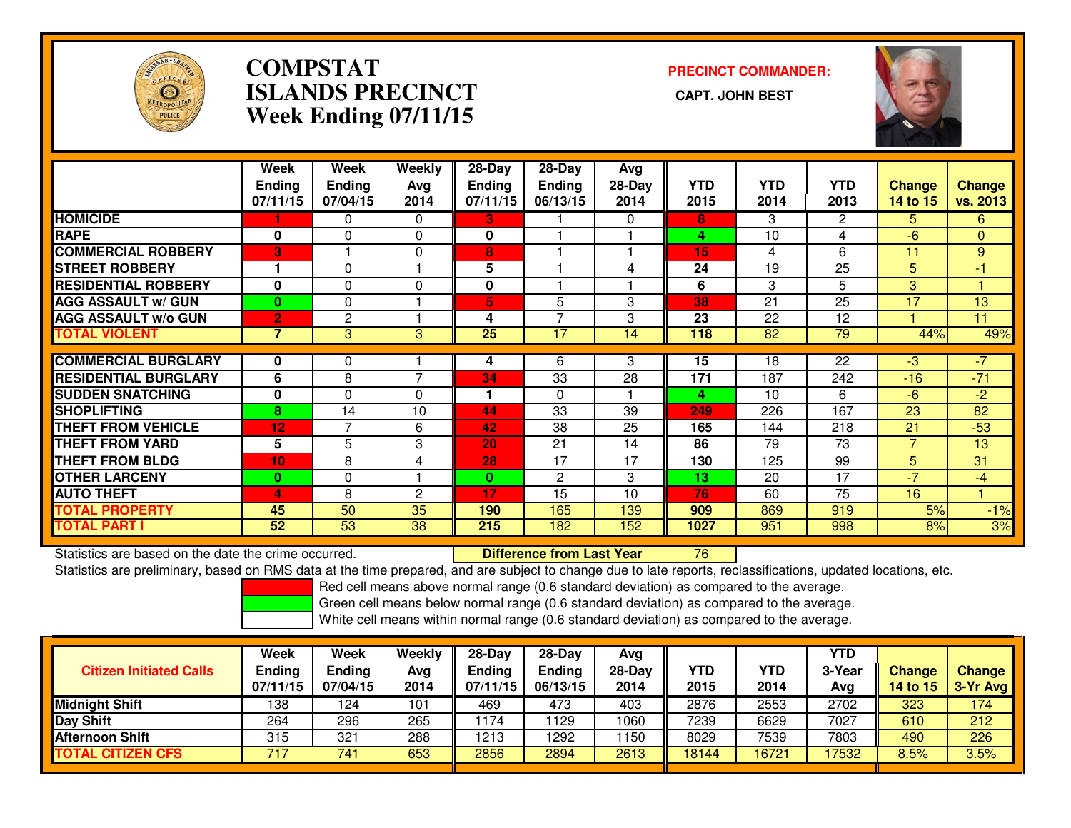# COMPSTAT
# ISLANDS PRECINCT
# Week Ending 07/11/15

**PRECINCT COMMANDER:**

**CAPT. JOHN BEST**

| | Week Ending 07/11/15 | Week Ending 07/04/15 | Weekly Avg 2014 | 28-Day Ending 07/11/15 | 28-Day Ending 06/13/15 | Avg 28-Day 2014 | YTD 2015 | YTD 2014 | YTD 2013 | Change 14 to 15 | Change vs. 2013 |
|---|---|---|---|---|---|---|---|---|---|---|---|
| HOMICIDE | 1 | 0 | 0 | 3 | 1 | 0 | 8 | 3 | 2 | 5 | 6 |
| RAPE | 0 | 0 | 0 | 0 | 1 | 1 | 4 | 10 | 4 | -6 | 0 |
| COMMERCIAL ROBBERY | 3 | 1 | 0 | 8 | 1 | 1 | 15 | 4 | 6 | 11 | 9 |
| STREET ROBBERY | 1 | 0 | 1 | 5 | 1 | 4 | 24 | 19 | 25 | 5 | -1 |
| RESIDENTIAL ROBBERY | 0 | 0 | 0 | 0 | 1 | 1 | 6 | 3 | 5 | 3 | 1 |
| AGG ASSAULT w/ GUN | 0 | 0 | 1 | 5 | 5 | 3 | 38 | 21 | 25 | 17 | 13 |
| AGG ASSAULT w/o GUN | 2 | 2 | 1 | 4 | 7 | 3 | 23 | 22 | 12 | 1 | 11 |
| TOTAL VIOLENT | 7 | 3 | 3 | 25 | 17 | 14 | 118 | 82 | 79 | 44% | 49% |
| COMMERCIAL BURGLARY | 0 | 0 | 1 | 4 | 6 | 3 | 15 | 18 | 22 | -3 | -7 |
| RESIDENTIAL BURGLARY | 6 | 8 | 7 | 34 | 33 | 28 | 171 | 187 | 242 | -16 | -71 |
| SUDDEN SNATCHING | 0 | 0 | 0 | 1 | 0 | 1 | 4 | 10 | 6 | -6 | -2 |
| SHOPLIFTING | 8 | 14 | 10 | 44 | 33 | 39 | 249 | 226 | 167 | 23 | 82 |
| THEFT FROM VEHICLE | 12 | 7 | 6 | 42 | 38 | 25 | 165 | 144 | 218 | 21 | -53 |
| THEFT FROM YARD | 5 | 5 | 3 | 20 | 21 | 14 | 86 | 79 | 73 | 7 | 13 |
| THEFT FROM BLDG | 10 | 8 | 4 | 28 | 17 | 17 | 130 | 125 | 99 | 5 | 31 |
| OTHER LARCENY | 0 | 0 | 1 | 0 | 2 | 3 | 13 | 20 | 17 | -7 | -4 |
| AUTO THEFT | 4 | 8 | 2 | 17 | 15 | 10 | 76 | 60 | 75 | 16 | 1 |
| TOTAL PROPERTY | 45 | 50 | 35 | 190 | 165 | 139 | 909 | 869 | 919 | 5% | -1% |
| TOTAL PART I | 52 | 53 | 38 | 215 | 182 | 152 | 1027 | 951 | 998 | 8% | 3% |

Statistics are based on the date the crime occurred. **Difference from Last Year** 76

Statistics are preliminary, based on RMS data at the time prepared, and are subject to change due to late reports, reclassifications, updated locations, etc.

Red cell means above normal range (0.6 standard deviation) as compared to the average.
Green cell means below normal range (0.6 standard deviation) as compared to the average.
White cell means within normal range (0.6 standard deviation) as compared to the average.

| Citizen Initiated Calls | Week Ending 07/11/15 | Week Ending 07/04/15 | Weekly Avg 2014 | 28-Day Ending 07/11/15 | 28-Day Ending 06/13/15 | Avg 28-Day 2014 | YTD 2015 | YTD 2014 | YTD 3-Year Avg | Change 14 to 15 | Change 3-Yr Avg |
|---|---|---|---|---|---|---|---|---|---|---|---|
| Midnight Shift | 138 | 124 | 101 | 469 | 473 | 403 | 2876 | 2553 | 2702 | 323 | 174 |
| Day Shift | 264 | 296 | 265 | 1174 | 1129 | 1060 | 7239 | 6629 | 7027 | 610 | 212 |
| Afternoon Shift | 315 | 321 | 288 | 1213 | 1292 | 1150 | 8029 | 7539 | 7803 | 490 | 226 |
| TOTAL CITIZEN CFS | 717 | 741 | 653 | 2856 | 2894 | 2613 | 18144 | 16721 | 17532 | 8.5% | 3.5% |